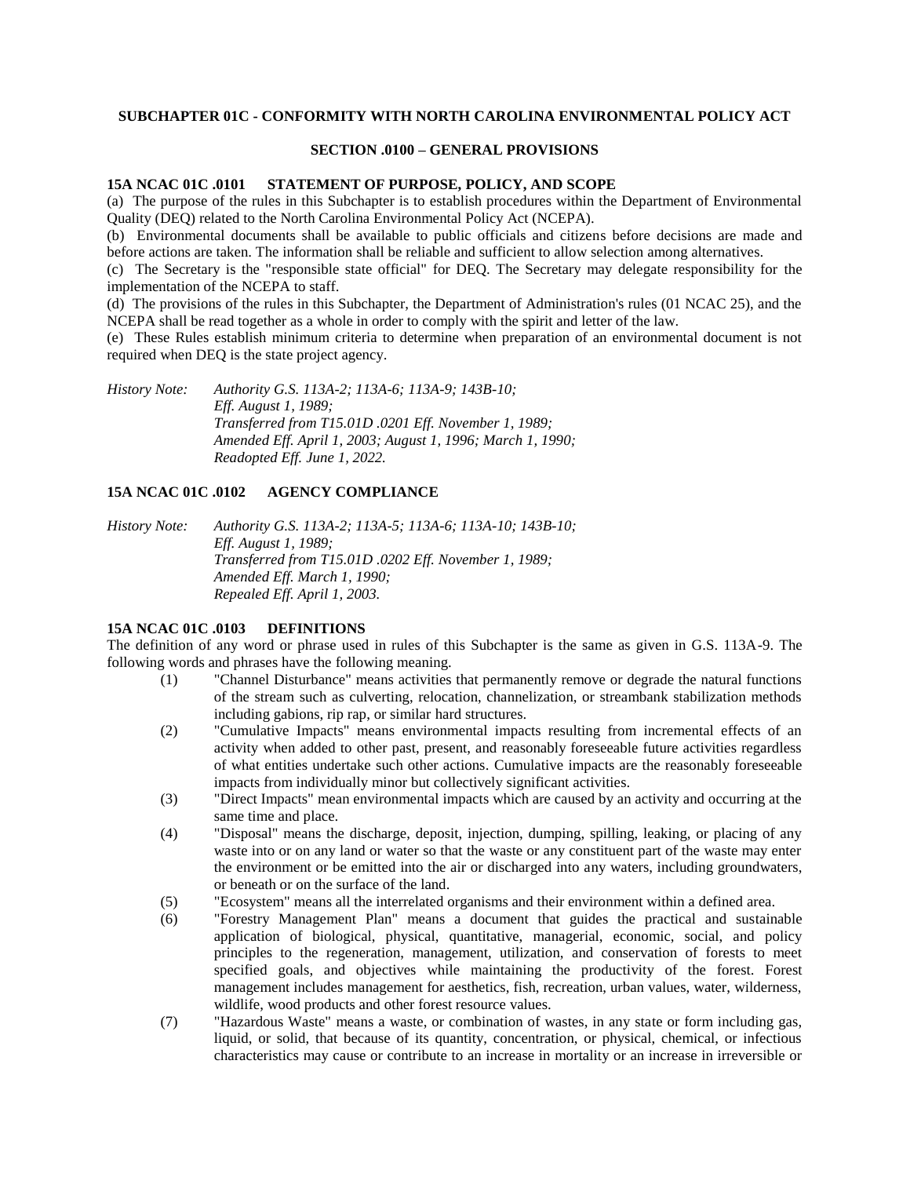**SUBCHAPTER 01C - CONFORMITY WITH NORTH CAROLINA ENVIRONMENTAL POLICY ACT**

**SECTION .0100 – GENERAL PROVISIONS**

**15A NCAC 01C .0101 STATEMENT OF PURPOSE, POLICY, AND SCOPE**

(a) The purpose of the rules in this Subchapter is to establish procedures within the Department of Environmental Quality (DEQ) related to the North Carolina Environmental Policy Act (NCEPA).

(b) Environmental documents shall be available to public officials and citizens before decisions are made and before actions are taken. The information shall be reliable and sufficient to allow selection among alternatives.

(c) The Secretary is the "responsible state official" for DEQ. The Secretary may delegate responsibility for the implementation of the NCEPA to staff.

(d) The provisions of the rules in this Subchapter, the Department of Administration's rules (01 NCAC 25), and the NCEPA shall be read together as a whole in order to comply with the spirit and letter of the law.

(e) These Rules establish minimum criteria to determine when preparation of an environmental document is not required when DEQ is the state project agency.

*History Note: Authority G.S. 113A-2; 113A-6; 113A-9; 143B-10;*
*Eff. August 1, 1989;*
*Transferred from T15.01D .0201 Eff. November 1, 1989;*
*Amended Eff. April 1, 2003; August 1, 1996; March 1, 1990;*
*Readopted Eff. June 1, 2022.*

**15A NCAC 01C .0102 AGENCY COMPLIANCE**

*History Note: Authority G.S. 113A-2; 113A-5; 113A-6; 113A-10; 143B-10;*
*Eff. August 1, 1989;*
*Transferred from T15.01D .0202 Eff. November 1, 1989;*
*Amended Eff. March 1, 1990;*
*Repealed Eff. April 1, 2003.*

**15A NCAC 01C .0103 DEFINITIONS**

The definition of any word or phrase used in rules of this Subchapter is the same as given in G.S. 113A-9. The following words and phrases have the following meaning.

(1) "Channel Disturbance" means activities that permanently remove or degrade the natural functions of the stream such as culverting, relocation, channelization, or streambank stabilization methods including gabions, rip rap, or similar hard structures.

(2) "Cumulative Impacts" means environmental impacts resulting from incremental effects of an activity when added to other past, present, and reasonably foreseeable future activities regardless of what entities undertake such other actions. Cumulative impacts are the reasonably foreseeable impacts from individually minor but collectively significant activities.

(3) "Direct Impacts" mean environmental impacts which are caused by an activity and occurring at the same time and place.

(4) "Disposal" means the discharge, deposit, injection, dumping, spilling, leaking, or placing of any waste into or on any land or water so that the waste or any constituent part of the waste may enter the environment or be emitted into the air or discharged into any waters, including groundwaters, or beneath or on the surface of the land.

(5) "Ecosystem" means all the interrelated organisms and their environment within a defined area.

(6) "Forestry Management Plan" means a document that guides the practical and sustainable application of biological, physical, quantitative, managerial, economic, social, and policy principles to the regeneration, management, utilization, and conservation of forests to meet specified goals, and objectives while maintaining the productivity of the forest. Forest management includes management for aesthetics, fish, recreation, urban values, water, wilderness, wildlife, wood products and other forest resource values.

(7) "Hazardous Waste" means a waste, or combination of wastes, in any state or form including gas, liquid, or solid, that because of its quantity, concentration, or physical, chemical, or infectious characteristics may cause or contribute to an increase in mortality or an increase in irreversible or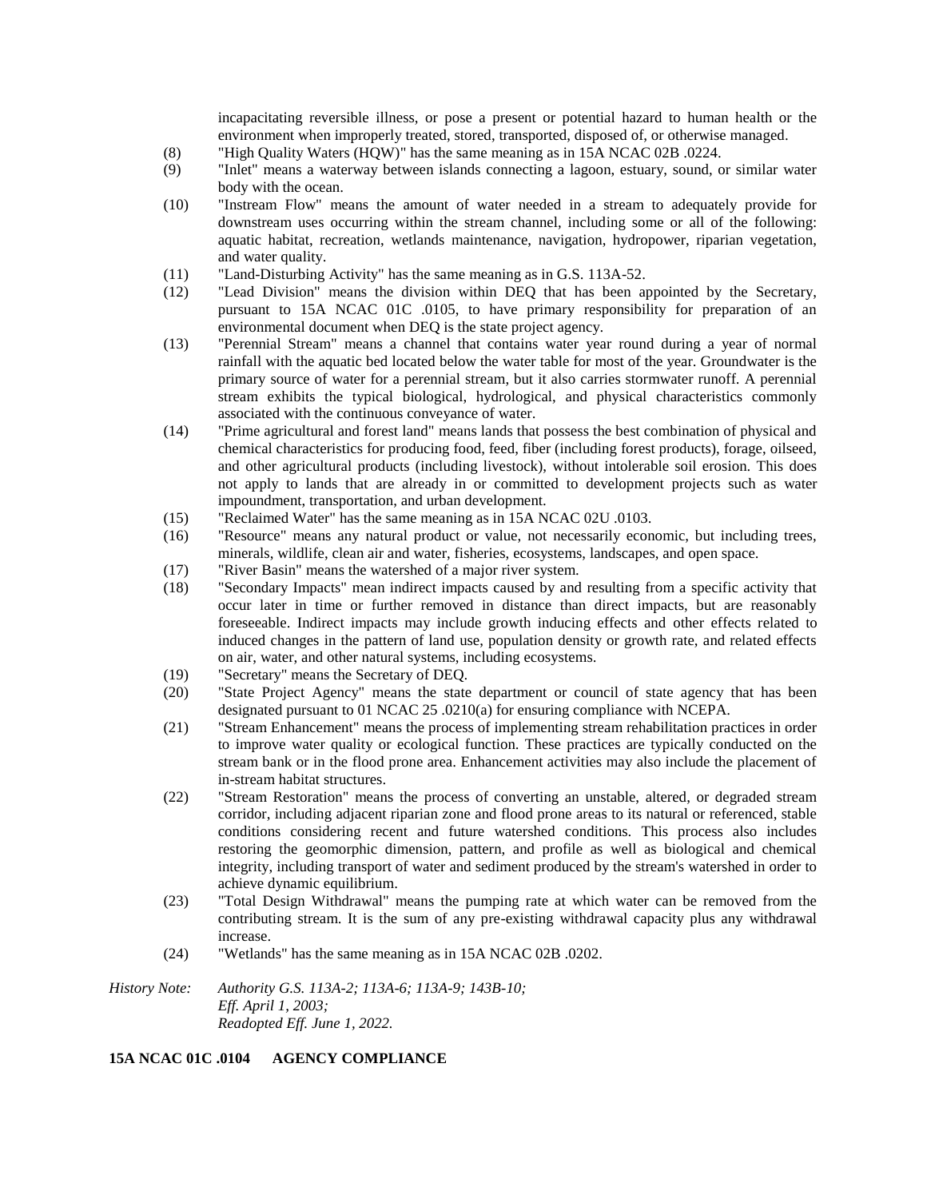incapacitating reversible illness, or pose a present or potential hazard to human health or the environment when improperly treated, stored, transported, disposed of, or otherwise managed.

(8) "High Quality Waters (HQW)" has the same meaning as in 15A NCAC 02B .0224.

(9) "Inlet" means a waterway between islands connecting a lagoon, estuary, sound, or similar water body with the ocean.

(10) "Instream Flow" means the amount of water needed in a stream to adequately provide for downstream uses occurring within the stream channel, including some or all of the following: aquatic habitat, recreation, wetlands maintenance, navigation, hydropower, riparian vegetation, and water quality.

(11) "Land-Disturbing Activity" has the same meaning as in G.S. 113A-52.

(12) "Lead Division" means the division within DEQ that has been appointed by the Secretary, pursuant to 15A NCAC 01C .0105, to have primary responsibility for preparation of an environmental document when DEQ is the state project agency.

(13) "Perennial Stream" means a channel that contains water year round during a year of normal rainfall with the aquatic bed located below the water table for most of the year. Groundwater is the primary source of water for a perennial stream, but it also carries stormwater runoff. A perennial stream exhibits the typical biological, hydrological, and physical characteristics commonly associated with the continuous conveyance of water.

(14) "Prime agricultural and forest land" means lands that possess the best combination of physical and chemical characteristics for producing food, feed, fiber (including forest products), forage, oilseed, and other agricultural products (including livestock), without intolerable soil erosion. This does not apply to lands that are already in or committed to development projects such as water impoundment, transportation, and urban development.

(15) "Reclaimed Water" has the same meaning as in 15A NCAC 02U .0103.

(16) "Resource" means any natural product or value, not necessarily economic, but including trees, minerals, wildlife, clean air and water, fisheries, ecosystems, landscapes, and open space.

(17) "River Basin" means the watershed of a major river system.

(18) "Secondary Impacts" mean indirect impacts caused by and resulting from a specific activity that occur later in time or further removed in distance than direct impacts, but are reasonably foreseeable. Indirect impacts may include growth inducing effects and other effects related to induced changes in the pattern of land use, population density or growth rate, and related effects on air, water, and other natural systems, including ecosystems.

(19) "Secretary" means the Secretary of DEQ.

(20) "State Project Agency" means the state department or council of state agency that has been designated pursuant to 01 NCAC 25 .0210(a) for ensuring compliance with NCEPA.

(21) "Stream Enhancement" means the process of implementing stream rehabilitation practices in order to improve water quality or ecological function. These practices are typically conducted on the stream bank or in the flood prone area. Enhancement activities may also include the placement of in-stream habitat structures.

(22) "Stream Restoration" means the process of converting an unstable, altered, or degraded stream corridor, including adjacent riparian zone and flood prone areas to its natural or referenced, stable conditions considering recent and future watershed conditions. This process also includes restoring the geomorphic dimension, pattern, and profile as well as biological and chemical integrity, including transport of water and sediment produced by the stream's watershed in order to achieve dynamic equilibrium.

(23) "Total Design Withdrawal" means the pumping rate at which water can be removed from the contributing stream. It is the sum of any pre-existing withdrawal capacity plus any withdrawal increase.

(24) "Wetlands" has the same meaning as in 15A NCAC 02B .0202.

*History Note: Authority G.S. 113A-2; 113A-6; 113A-9; 143B-10;*
*Eff. April 1, 2003;*
*Readopted Eff. June 1, 2022.*

**15A NCAC 01C .0104 AGENCY COMPLIANCE**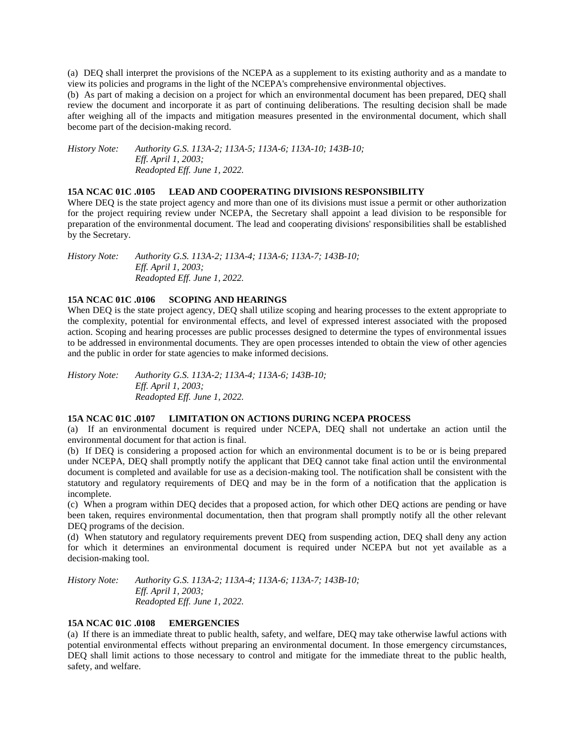(a) DEQ shall interpret the provisions of the NCEPA as a supplement to its existing authority and as a mandate to view its policies and programs in the light of the NCEPA's comprehensive environmental objectives.

(b) As part of making a decision on a project for which an environmental document has been prepared, DEQ shall review the document and incorporate it as part of continuing deliberations. The resulting decision shall be made after weighing all of the impacts and mitigation measures presented in the environmental document, which shall become part of the decision-making record.

*History Note: Authority G.S. 113A-2; 113A-5; 113A-6; 113A-10; 143B-10;*
*Eff. April 1, 2003;*
*Readopted Eff. June 1, 2022.*

**15A NCAC 01C .0105 LEAD AND COOPERATING DIVISIONS RESPONSIBILITY**

Where DEQ is the state project agency and more than one of its divisions must issue a permit or other authorization for the project requiring review under NCEPA, the Secretary shall appoint a lead division to be responsible for preparation of the environmental document. The lead and cooperating divisions' responsibilities shall be established by the Secretary.

*History Note: Authority G.S. 113A-2; 113A-4; 113A-6; 113A-7; 143B-10;*
*Eff. April 1, 2003;*
*Readopted Eff. June 1, 2022.*

**15A NCAC 01C .0106 SCOPING AND HEARINGS**

When DEQ is the state project agency, DEQ shall utilize scoping and hearing processes to the extent appropriate to the complexity, potential for environmental effects, and level of expressed interest associated with the proposed action. Scoping and hearing processes are public processes designed to determine the types of environmental issues to be addressed in environmental documents. They are open processes intended to obtain the view of other agencies and the public in order for state agencies to make informed decisions.

*History Note: Authority G.S. 113A-2; 113A-4; 113A-6; 143B-10;*
*Eff. April 1, 2003;*
*Readopted Eff. June 1, 2022.*

**15A NCAC 01C .0107 LIMITATION ON ACTIONS DURING NCEPA PROCESS**

(a) If an environmental document is required under NCEPA, DEQ shall not undertake an action until the environmental document for that action is final.

(b) If DEQ is considering a proposed action for which an environmental document is to be or is being prepared under NCEPA, DEQ shall promptly notify the applicant that DEQ cannot take final action until the environmental document is completed and available for use as a decision-making tool. The notification shall be consistent with the statutory and regulatory requirements of DEQ and may be in the form of a notification that the application is incomplete.

(c) When a program within DEQ decides that a proposed action, for which other DEQ actions are pending or have been taken, requires environmental documentation, then that program shall promptly notify all the other relevant DEQ programs of the decision.

(d) When statutory and regulatory requirements prevent DEQ from suspending action, DEQ shall deny any action for which it determines an environmental document is required under NCEPA but not yet available as a decision-making tool.

*History Note: Authority G.S. 113A-2; 113A-4; 113A-6; 113A-7; 143B-10;*
*Eff. April 1, 2003;*
*Readopted Eff. June 1, 2022.*

**15A NCAC 01C .0108 EMERGENCIES**

(a) If there is an immediate threat to public health, safety, and welfare, DEQ may take otherwise lawful actions with potential environmental effects without preparing an environmental document. In those emergency circumstances, DEQ shall limit actions to those necessary to control and mitigate for the immediate threat to the public health, safety, and welfare.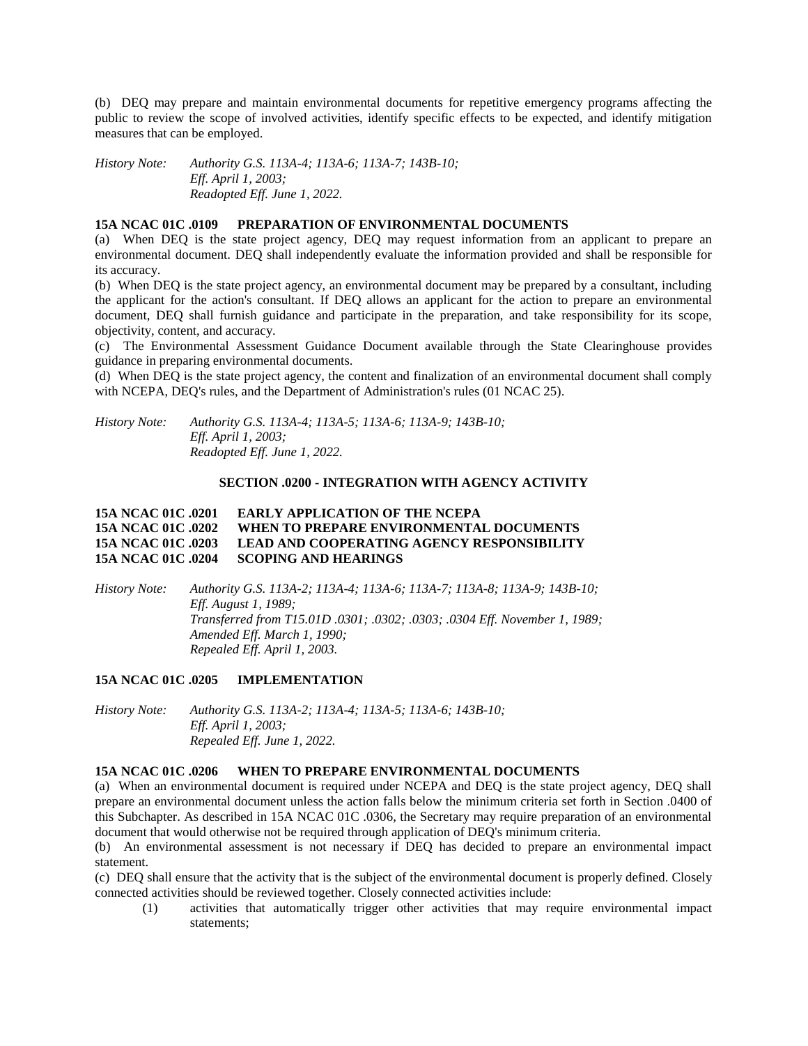(b) DEQ may prepare and maintain environmental documents for repetitive emergency programs affecting the public to review the scope of involved activities, identify specific effects to be expected, and identify mitigation measures that can be employed.

*History Note: Authority G.S. 113A-4; 113A-6; 113A-7; 143B-10;*
*Eff. April 1, 2003;*
*Readopted Eff. June 1, 2022.*

**15A NCAC 01C .0109 PREPARATION OF ENVIRONMENTAL DOCUMENTS**

(a) When DEQ is the state project agency, DEQ may request information from an applicant to prepare an environmental document. DEQ shall independently evaluate the information provided and shall be responsible for its accuracy.

(b) When DEQ is the state project agency, an environmental document may be prepared by a consultant, including the applicant for the action's consultant. If DEQ allows an applicant for the action to prepare an environmental document, DEQ shall furnish guidance and participate in the preparation, and take responsibility for its scope, objectivity, content, and accuracy.

(c) The Environmental Assessment Guidance Document available through the State Clearinghouse provides guidance in preparing environmental documents.

(d) When DEQ is the state project agency, the content and finalization of an environmental document shall comply with NCEPA, DEQ's rules, and the Department of Administration's rules (01 NCAC 25).

*History Note: Authority G.S. 113A-4; 113A-5; 113A-6; 113A-9; 143B-10;*
*Eff. April 1, 2003;*
*Readopted Eff. June 1, 2022.*

## SECTION .0200 - INTEGRATION WITH AGENCY ACTIVITY

**15A NCAC 01C .0201 EARLY APPLICATION OF THE NCEPA**
**15A NCAC 01C .0202 WHEN TO PREPARE ENVIRONMENTAL DOCUMENTS**
**15A NCAC 01C .0203 LEAD AND COOPERATING AGENCY RESPONSIBILITY**
**15A NCAC 01C .0204 SCOPING AND HEARINGS**

*History Note: Authority G.S. 113A-2; 113A-4; 113A-6; 113A-7; 113A-8; 113A-9; 143B-10;*
*Eff. August 1, 1989;*
*Transferred from T15.01D .0301; .0302; .0303; .0304 Eff. November 1, 1989;*
*Amended Eff. March 1, 1990;*
*Repealed Eff. April 1, 2003.*

**15A NCAC 01C .0205 IMPLEMENTATION**

*History Note: Authority G.S. 113A-2; 113A-4; 113A-5; 113A-6; 143B-10;*
*Eff. April 1, 2003;*
*Repealed Eff. June 1, 2022.*

**15A NCAC 01C .0206 WHEN TO PREPARE ENVIRONMENTAL DOCUMENTS**

(a) When an environmental document is required under NCEPA and DEQ is the state project agency, DEQ shall prepare an environmental document unless the action falls below the minimum criteria set forth in Section .0400 of this Subchapter. As described in 15A NCAC 01C .0306, the Secretary may require preparation of an environmental document that would otherwise not be required through application of DEQ's minimum criteria.

(b) An environmental assessment is not necessary if DEQ has decided to prepare an environmental impact statement.

(c) DEQ shall ensure that the activity that is the subject of the environmental document is properly defined. Closely connected activities should be reviewed together. Closely connected activities include:

(1) activities that automatically trigger other activities that may require environmental impact statements;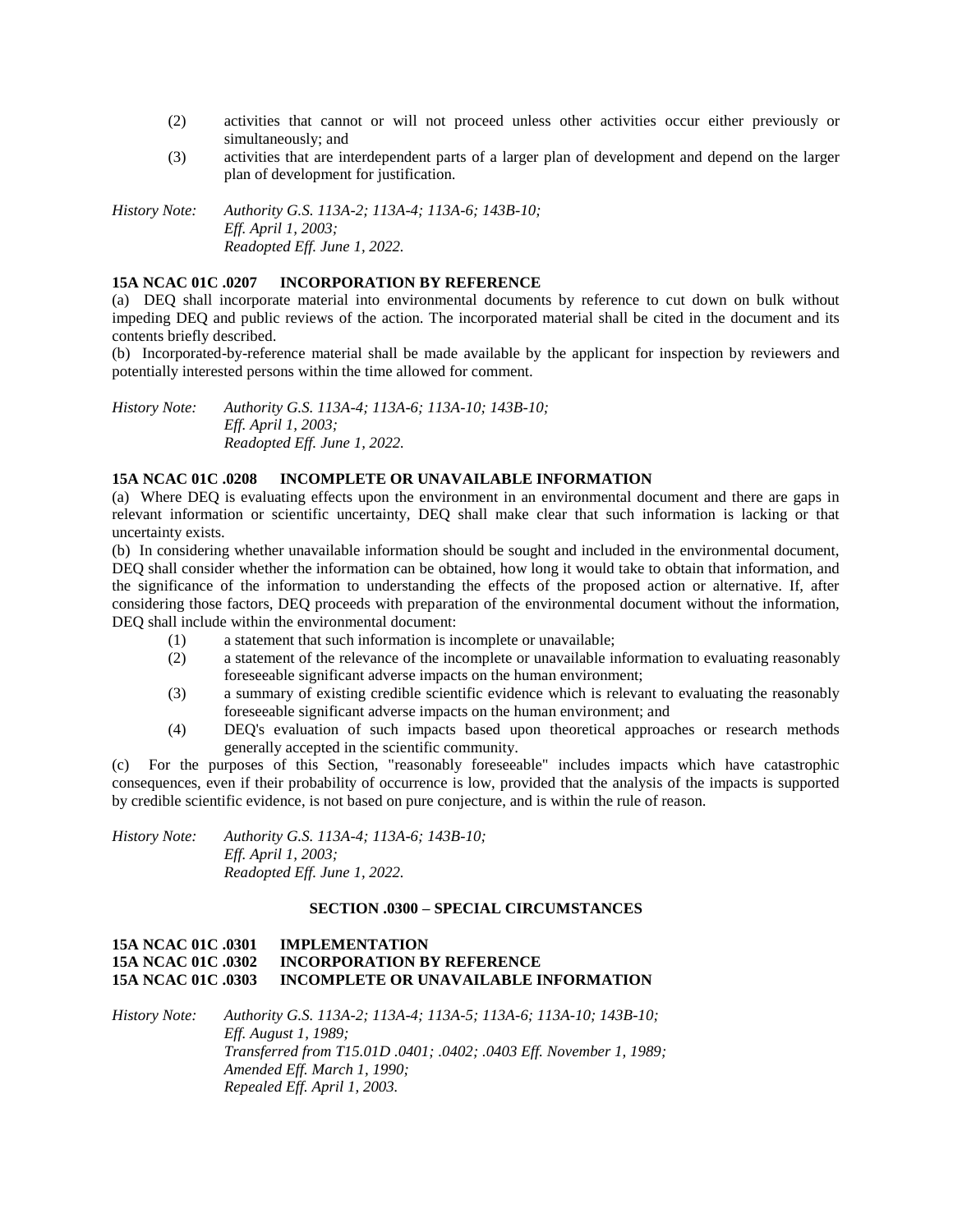(2) activities that cannot or will not proceed unless other activities occur either previously or simultaneously; and

(3) activities that are interdependent parts of a larger plan of development and depend on the larger plan of development for justification.

*History Note: Authority G.S. 113A-2; 113A-4; 113A-6; 143B-10;*
*Eff. April 1, 2003;*
*Readopted Eff. June 1, 2022.*

**15A NCAC 01C .0207 INCORPORATION BY REFERENCE**

(a) DEQ shall incorporate material into environmental documents by reference to cut down on bulk without impeding DEQ and public reviews of the action. The incorporated material shall be cited in the document and its contents briefly described.

(b) Incorporated-by-reference material shall be made available by the applicant for inspection by reviewers and potentially interested persons within the time allowed for comment.

*History Note: Authority G.S. 113A-4; 113A-6; 113A-10; 143B-10;*
*Eff. April 1, 2003;*
*Readopted Eff. June 1, 2022.*

**15A NCAC 01C .0208 INCOMPLETE OR UNAVAILABLE INFORMATION**

(a) Where DEQ is evaluating effects upon the environment in an environmental document and there are gaps in relevant information or scientific uncertainty, DEQ shall make clear that such information is lacking or that uncertainty exists.

(b) In considering whether unavailable information should be sought and included in the environmental document, DEQ shall consider whether the information can be obtained, how long it would take to obtain that information, and the significance of the information to understanding the effects of the proposed action or alternative. If, after considering those factors, DEQ proceeds with preparation of the environmental document without the information, DEQ shall include within the environmental document:

(1) a statement that such information is incomplete or unavailable;

(2) a statement of the relevance of the incomplete or unavailable information to evaluating reasonably foreseeable significant adverse impacts on the human environment;

(3) a summary of existing credible scientific evidence which is relevant to evaluating the reasonably foreseeable significant adverse impacts on the human environment; and

(4) DEQ's evaluation of such impacts based upon theoretical approaches or research methods generally accepted in the scientific community.

(c) For the purposes of this Section, "reasonably foreseeable" includes impacts which have catastrophic consequences, even if their probability of occurrence is low, provided that the analysis of the impacts is supported by credible scientific evidence, is not based on pure conjecture, and is within the rule of reason.

*History Note: Authority G.S. 113A-4; 113A-6; 143B-10;*
*Eff. April 1, 2003;*
*Readopted Eff. June 1, 2022.*

**SECTION .0300 – SPECIAL CIRCUMSTANCES**

**15A NCAC 01C .0301 IMPLEMENTATION**
**15A NCAC 01C .0302 INCORPORATION BY REFERENCE**
**15A NCAC 01C .0303 INCOMPLETE OR UNAVAILABLE INFORMATION**

*History Note: Authority G.S. 113A-2; 113A-4; 113A-5; 113A-6; 113A-10; 143B-10;*
*Eff. August 1, 1989;*
*Transferred from T15.01D .0401; .0402; .0403 Eff. November 1, 1989;*
*Amended Eff. March 1, 1990;*
*Repealed Eff. April 1, 2003.*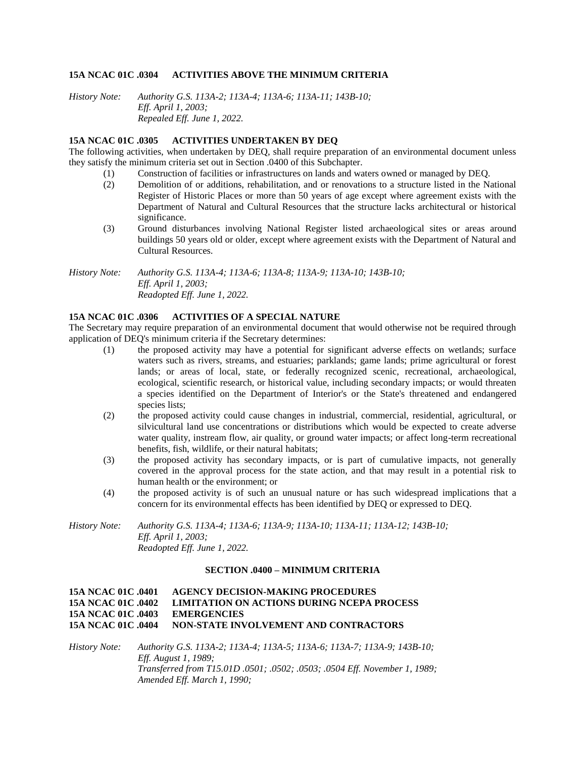**15A NCAC 01C .0304 ACTIVITIES ABOVE THE MINIMUM CRITERIA**

*History Note: Authority G.S. 113A-2; 113A-4; 113A-6; 113A-11; 143B-10;*
*Eff. April 1, 2003;*
*Repealed Eff. June 1, 2022.*

**15A NCAC 01C .0305 ACTIVITIES UNDERTAKEN BY DEQ**

The following activities, when undertaken by DEQ, shall require preparation of an environmental document unless they satisfy the minimum criteria set out in Section .0400 of this Subchapter.

(1) Construction of facilities or infrastructures on lands and waters owned or managed by DEQ.

(2) Demolition of or additions, rehabilitation, and or renovations to a structure listed in the National Register of Historic Places or more than 50 years of age except where agreement exists with the Department of Natural and Cultural Resources that the structure lacks architectural or historical significance.

(3) Ground disturbances involving National Register listed archaeological sites or areas around buildings 50 years old or older, except where agreement exists with the Department of Natural and Cultural Resources.

*History Note: Authority G.S. 113A-4; 113A-6; 113A-8; 113A-9; 113A-10; 143B-10;*
*Eff. April 1, 2003;*
*Readopted Eff. June 1, 2022.*

**15A NCAC 01C .0306 ACTIVITIES OF A SPECIAL NATURE**

The Secretary may require preparation of an environmental document that would otherwise not be required through application of DEQ's minimum criteria if the Secretary determines:

(1) the proposed activity may have a potential for significant adverse effects on wetlands; surface waters such as rivers, streams, and estuaries; parklands; game lands; prime agricultural or forest lands; or areas of local, state, or federally recognized scenic, recreational, archaeological, ecological, scientific research, or historical value, including secondary impacts; or would threaten a species identified on the Department of Interior's or the State's threatened and endangered species lists;

(2) the proposed activity could cause changes in industrial, commercial, residential, agricultural, or silvicultural land use concentrations or distributions which would be expected to create adverse water quality, instream flow, air quality, or ground water impacts; or affect long-term recreational benefits, fish, wildlife, or their natural habitats;

(3) the proposed activity has secondary impacts, or is part of cumulative impacts, not generally covered in the approval process for the state action, and that may result in a potential risk to human health or the environment; or

(4) the proposed activity is of such an unusual nature or has such widespread implications that a concern for its environmental effects has been identified by DEQ or expressed to DEQ.

*History Note: Authority G.S. 113A-4; 113A-6; 113A-9; 113A-10; 113A-11; 113A-12; 143B-10;*
*Eff. April 1, 2003;*
*Readopted Eff. June 1, 2022.*

## SECTION .0400 – MINIMUM CRITERIA

**15A NCAC 01C .0401 AGENCY DECISION-MAKING PROCEDURES**
**15A NCAC 01C .0402 LIMITATION ON ACTIONS DURING NCEPA PROCESS**
**15A NCAC 01C .0403 EMERGENCIES**
**15A NCAC 01C .0404 NON-STATE INVOLVEMENT AND CONTRACTORS**

*History Note: Authority G.S. 113A-2; 113A-4; 113A-5; 113A-6; 113A-7; 113A-9; 143B-10;*
*Eff. August 1, 1989;*
*Transferred from T15.01D .0501; .0502; .0503; .0504 Eff. November 1, 1989;*
*Amended Eff. March 1, 1990;*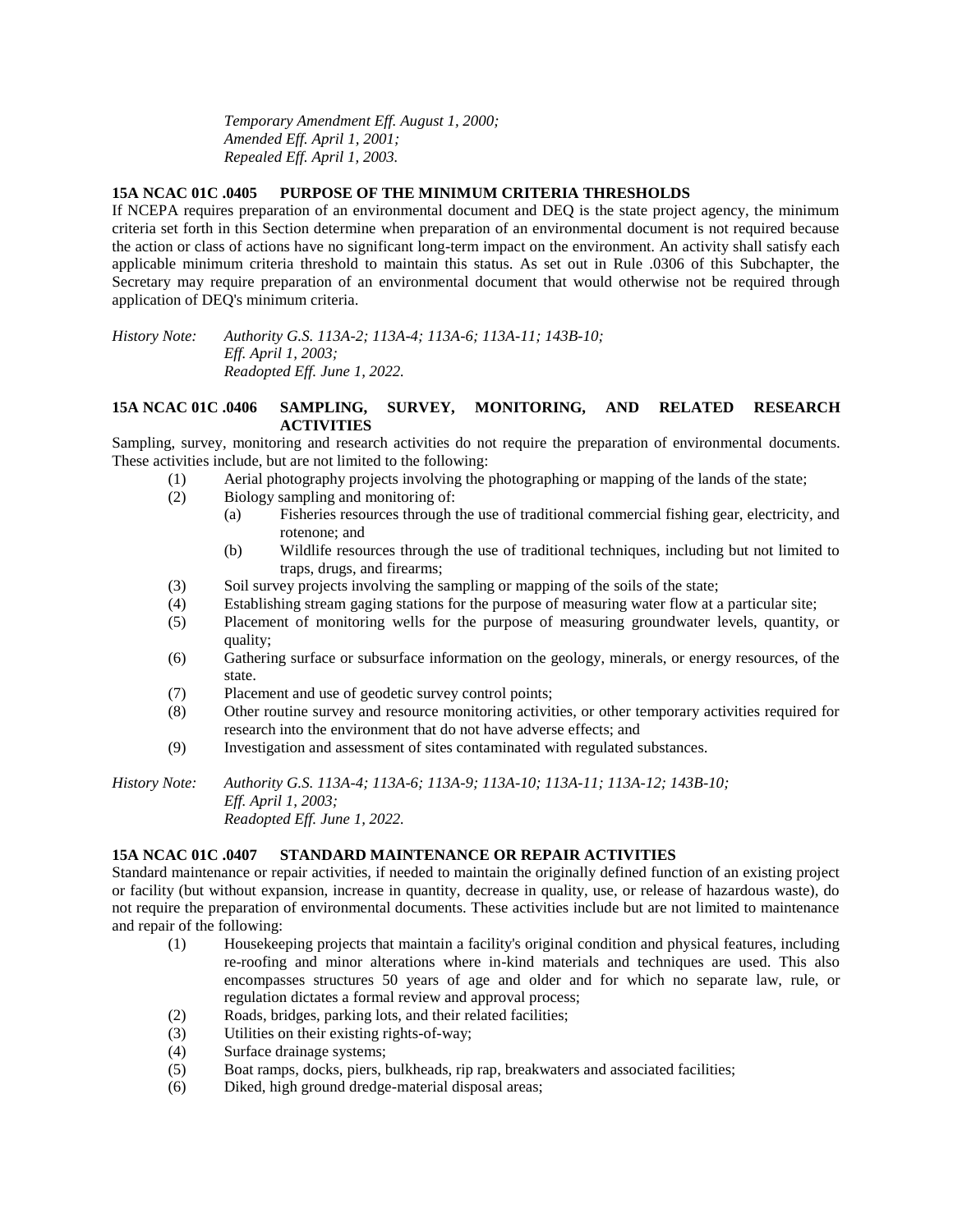*Temporary Amendment Eff. August 1, 2000;*
*Amended Eff. April 1, 2001;*
*Repealed Eff. April 1, 2003.*

**15A NCAC 01C .0405 PURPOSE OF THE MINIMUM CRITERIA THRESHOLDS**

If NCEPA requires preparation of an environmental document and DEQ is the state project agency, the minimum criteria set forth in this Section determine when preparation of an environmental document is not required because the action or class of actions have no significant long-term impact on the environment. An activity shall satisfy each applicable minimum criteria threshold to maintain this status. As set out in Rule .0306 of this Subchapter, the Secretary may require preparation of an environmental document that would otherwise not be required through application of DEQ's minimum criteria.

*History Note: Authority G.S. 113A-2; 113A-4; 113A-6; 113A-11; 143B-10;*
*Eff. April 1, 2003;*
*Readopted Eff. June 1, 2022.*

**15A NCAC 01C .0406 SAMPLING, SURVEY, MONITORING, AND RELATED RESEARCH ACTIVITIES**

Sampling, survey, monitoring and research activities do not require the preparation of environmental documents. These activities include, but are not limited to the following:

(1) Aerial photography projects involving the photographing or mapping of the lands of the state;
(2) Biology sampling and monitoring of:
  (a) Fisheries resources through the use of traditional commercial fishing gear, electricity, and rotenone; and
  (b) Wildlife resources through the use of traditional techniques, including but not limited to traps, drugs, and firearms;
(3) Soil survey projects involving the sampling or mapping of the soils of the state;
(4) Establishing stream gaging stations for the purpose of measuring water flow at a particular site;
(5) Placement of monitoring wells for the purpose of measuring groundwater levels, quantity, or quality;
(6) Gathering surface or subsurface information on the geology, minerals, or energy resources, of the state.
(7) Placement and use of geodetic survey control points;
(8) Other routine survey and resource monitoring activities, or other temporary activities required for research into the environment that do not have adverse effects; and
(9) Investigation and assessment of sites contaminated with regulated substances.

*History Note: Authority G.S. 113A-4; 113A-6; 113A-9; 113A-10; 113A-11; 113A-12; 143B-10;*
*Eff. April 1, 2003;*
*Readopted Eff. June 1, 2022.*

**15A NCAC 01C .0407 STANDARD MAINTENANCE OR REPAIR ACTIVITIES**

Standard maintenance or repair activities, if needed to maintain the originally defined function of an existing project or facility (but without expansion, increase in quantity, decrease in quality, use, or release of hazardous waste), do not require the preparation of environmental documents. These activities include but are not limited to maintenance and repair of the following:

(1) Housekeeping projects that maintain a facility's original condition and physical features, including re-roofing and minor alterations where in-kind materials and techniques are used. This also encompasses structures 50 years of age and older and for which no separate law, rule, or regulation dictates a formal review and approval process;
(2) Roads, bridges, parking lots, and their related facilities;
(3) Utilities on their existing rights-of-way;
(4) Surface drainage systems;
(5) Boat ramps, docks, piers, bulkheads, rip rap, breakwaters and associated facilities;
(6) Diked, high ground dredge-material disposal areas;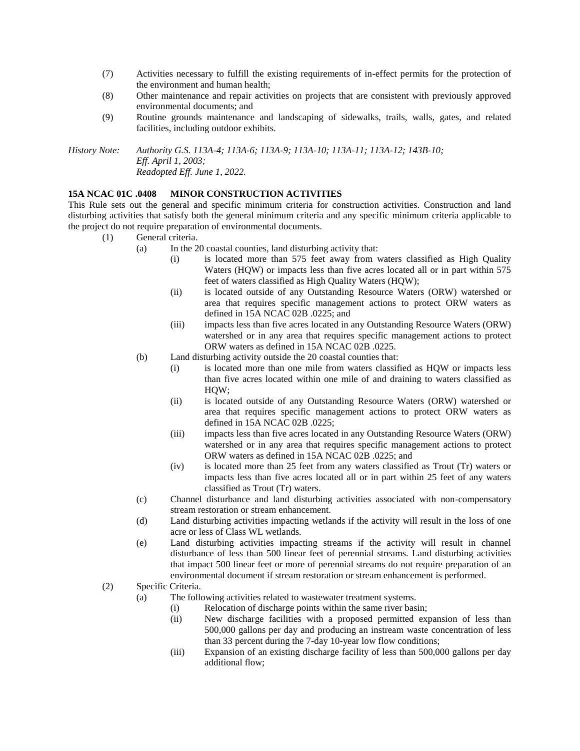(7) Activities necessary to fulfill the existing requirements of in-effect permits for the protection of the environment and human health;

(8) Other maintenance and repair activities on projects that are consistent with previously approved environmental documents; and

(9) Routine grounds maintenance and landscaping of sidewalks, trails, walls, gates, and related facilities, including outdoor exhibits.

*History Note: Authority G.S. 113A-4; 113A-6; 113A-9; 113A-10; 113A-11; 113A-12; 143B-10;*
*Eff. April 1, 2003;*
*Readopted Eff. June 1, 2022.*

**15A NCAC 01C .0408 MINOR CONSTRUCTION ACTIVITIES**

This Rule sets out the general and specific minimum criteria for construction activities. Construction and land disturbing activities that satisfy both the general minimum criteria and any specific minimum criteria applicable to the project do not require preparation of environmental documents.

(1) General criteria.

(a) In the 20 coastal counties, land disturbing activity that:

(i) is located more than 575 feet away from waters classified as High Quality Waters (HQW) or impacts less than five acres located all or in part within 575 feet of waters classified as High Quality Waters (HQW);

(ii) is located outside of any Outstanding Resource Waters (ORW) watershed or area that requires specific management actions to protect ORW waters as defined in 15A NCAC 02B .0225; and

(iii) impacts less than five acres located in any Outstanding Resource Waters (ORW) watershed or in any area that requires specific management actions to protect ORW waters as defined in 15A NCAC 02B .0225.

(b) Land disturbing activity outside the 20 coastal counties that:

(i) is located more than one mile from waters classified as HQW or impacts less than five acres located within one mile of and draining to waters classified as HQW;

(ii) is located outside of any Outstanding Resource Waters (ORW) watershed or area that requires specific management actions to protect ORW waters as defined in 15A NCAC 02B .0225;

(iii) impacts less than five acres located in any Outstanding Resource Waters (ORW) watershed or in any area that requires specific management actions to protect ORW waters as defined in 15A NCAC 02B .0225; and

(iv) is located more than 25 feet from any waters classified as Trout (Tr) waters or impacts less than five acres located all or in part within 25 feet of any waters classified as Trout (Tr) waters.

(c) Channel disturbance and land disturbing activities associated with non-compensatory stream restoration or stream enhancement.

(d) Land disturbing activities impacting wetlands if the activity will result in the loss of one acre or less of Class WL wetlands.

(e) Land disturbing activities impacting streams if the activity will result in channel disturbance of less than 500 linear feet of perennial streams. Land disturbing activities that impact 500 linear feet or more of perennial streams do not require preparation of an environmental document if stream restoration or stream enhancement is performed.

(2) Specific Criteria.

(a) The following activities related to wastewater treatment systems.

(i) Relocation of discharge points within the same river basin;

(ii) New discharge facilities with a proposed permitted expansion of less than 500,000 gallons per day and producing an instream waste concentration of less than 33 percent during the 7-day 10-year low flow conditions;

(iii) Expansion of an existing discharge facility of less than 500,000 gallons per day additional flow;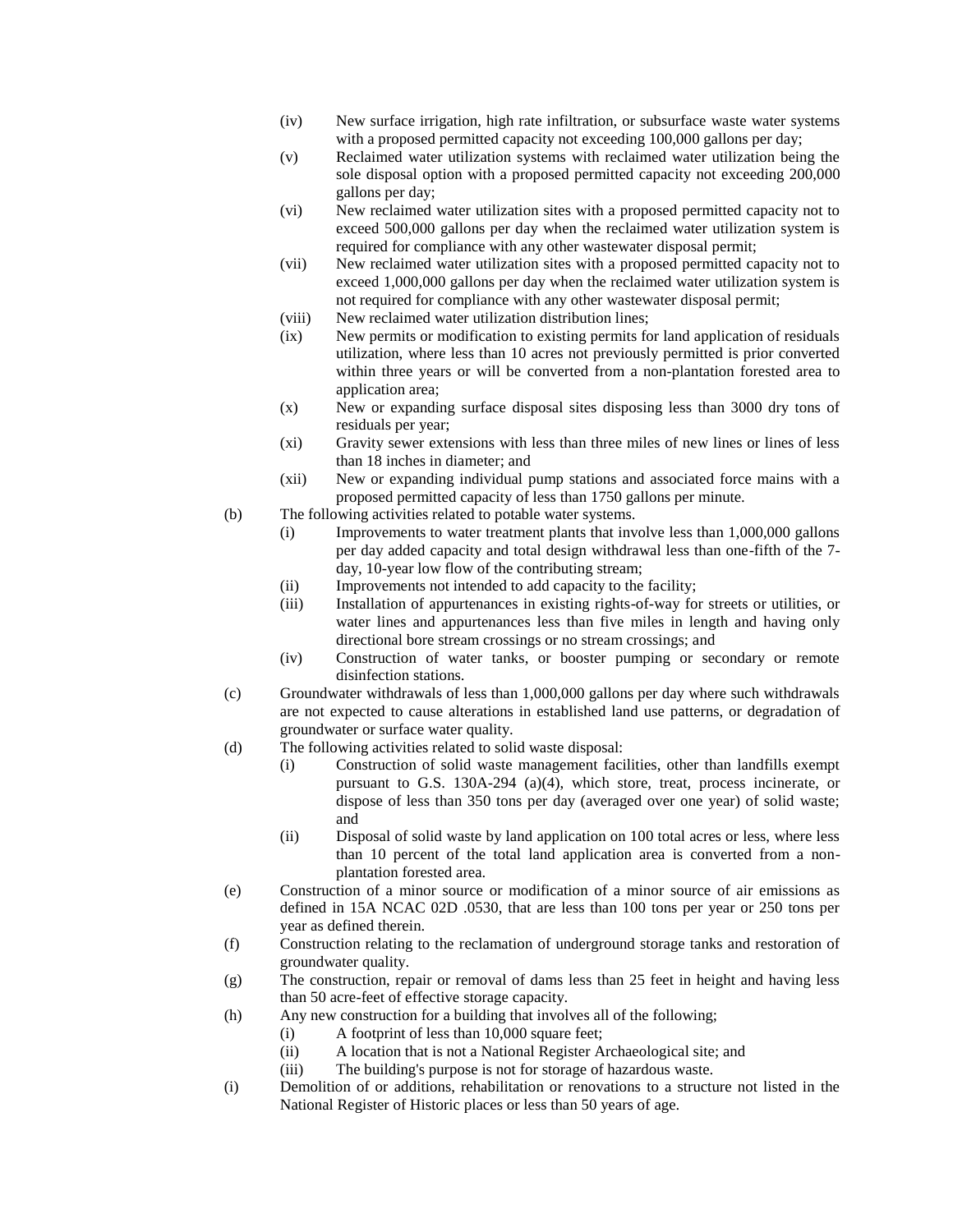(iv) New surface irrigation, high rate infiltration, or subsurface waste water systems with a proposed permitted capacity not exceeding 100,000 gallons per day;

(v) Reclaimed water utilization systems with reclaimed water utilization being the sole disposal option with a proposed permitted capacity not exceeding 200,000 gallons per day;

(vi) New reclaimed water utilization sites with a proposed permitted capacity not to exceed 500,000 gallons per day when the reclaimed water utilization system is required for compliance with any other wastewater disposal permit;

(vii) New reclaimed water utilization sites with a proposed permitted capacity not to exceed 1,000,000 gallons per day when the reclaimed water utilization system is not required for compliance with any other wastewater disposal permit;

(viii) New reclaimed water utilization distribution lines;

(ix) New permits or modification to existing permits for land application of residuals utilization, where less than 10 acres not previously permitted is prior converted within three years or will be converted from a non-plantation forested area to application area;

(x) New or expanding surface disposal sites disposing less than 3000 dry tons of residuals per year;

(xi) Gravity sewer extensions with less than three miles of new lines or lines of less than 18 inches in diameter; and

(xii) New or expanding individual pump stations and associated force mains with a proposed permitted capacity of less than 1750 gallons per minute.

(b) The following activities related to potable water systems.

(i) Improvements to water treatment plants that involve less than 1,000,000 gallons per day added capacity and total design withdrawal less than one-fifth of the 7-day, 10-year low flow of the contributing stream;

(ii) Improvements not intended to add capacity to the facility;

(iii) Installation of appurtenances in existing rights-of-way for streets or utilities, or water lines and appurtenances less than five miles in length and having only directional bore stream crossings or no stream crossings; and

(iv) Construction of water tanks, or booster pumping or secondary or remote disinfection stations.

(c) Groundwater withdrawals of less than 1,000,000 gallons per day where such withdrawals are not expected to cause alterations in established land use patterns, or degradation of groundwater or surface water quality.

(d) The following activities related to solid waste disposal:

(i) Construction of solid waste management facilities, other than landfills exempt pursuant to G.S. 130A-294 (a)(4), which store, treat, process incinerate, or dispose of less than 350 tons per day (averaged over one year) of solid waste; and

(ii) Disposal of solid waste by land application on 100 total acres or less, where less than 10 percent of the total land application area is converted from a non-plantation forested area.

(e) Construction of a minor source or modification of a minor source of air emissions as defined in 15A NCAC 02D .0530, that are less than 100 tons per year or 250 tons per year as defined therein.

(f) Construction relating to the reclamation of underground storage tanks and restoration of groundwater quality.

(g) The construction, repair or removal of dams less than 25 feet in height and having less than 50 acre-feet of effective storage capacity.

(h) Any new construction for a building that involves all of the following;

(i) A footprint of less than 10,000 square feet;

(ii) A location that is not a National Register Archaeological site; and

(iii) The building's purpose is not for storage of hazardous waste.

(i) Demolition of or additions, rehabilitation or renovations to a structure not listed in the National Register of Historic places or less than 50 years of age.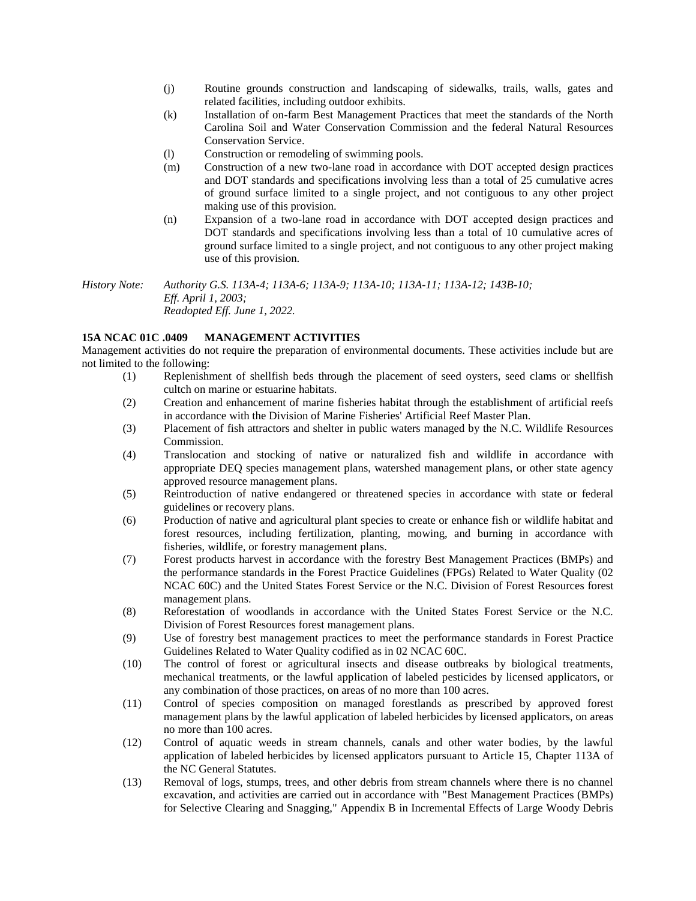(j) Routine grounds construction and landscaping of sidewalks, trails, walls, gates and related facilities, including outdoor exhibits.

(k) Installation of on-farm Best Management Practices that meet the standards of the North Carolina Soil and Water Conservation Commission and the federal Natural Resources Conservation Service.

(l) Construction or remodeling of swimming pools.

(m) Construction of a new two-lane road in accordance with DOT accepted design practices and DOT standards and specifications involving less than a total of 25 cumulative acres of ground surface limited to a single project, and not contiguous to any other project making use of this provision.

(n) Expansion of a two-lane road in accordance with DOT accepted design practices and DOT standards and specifications involving less than a total of 10 cumulative acres of ground surface limited to a single project, and not contiguous to any other project making use of this provision.

*History Note: Authority G.S. 113A-4; 113A-6; 113A-9; 113A-10; 113A-11; 113A-12; 143B-10;*
*Eff. April 1, 2003;*
*Readopted Eff. June 1, 2022.*

**15A NCAC 01C .0409 MANAGEMENT ACTIVITIES**

Management activities do not require the preparation of environmental documents. These activities include but are not limited to the following:

(1) Replenishment of shellfish beds through the placement of seed oysters, seed clams or shellfish cultch on marine or estuarine habitats.

(2) Creation and enhancement of marine fisheries habitat through the establishment of artificial reefs in accordance with the Division of Marine Fisheries' Artificial Reef Master Plan.

(3) Placement of fish attractors and shelter in public waters managed by the N.C. Wildlife Resources Commission.

(4) Translocation and stocking of native or naturalized fish and wildlife in accordance with appropriate DEQ species management plans, watershed management plans, or other state agency approved resource management plans.

(5) Reintroduction of native endangered or threatened species in accordance with state or federal guidelines or recovery plans.

(6) Production of native and agricultural plant species to create or enhance fish or wildlife habitat and forest resources, including fertilization, planting, mowing, and burning in accordance with fisheries, wildlife, or forestry management plans.

(7) Forest products harvest in accordance with the forestry Best Management Practices (BMPs) and the performance standards in the Forest Practice Guidelines (FPGs) Related to Water Quality (02 NCAC 60C) and the United States Forest Service or the N.C. Division of Forest Resources forest management plans.

(8) Reforestation of woodlands in accordance with the United States Forest Service or the N.C. Division of Forest Resources forest management plans.

(9) Use of forestry best management practices to meet the performance standards in Forest Practice Guidelines Related to Water Quality codified as in 02 NCAC 60C.

(10) The control of forest or agricultural insects and disease outbreaks by biological treatments, mechanical treatments, or the lawful application of labeled pesticides by licensed applicators, or any combination of those practices, on areas of no more than 100 acres.

(11) Control of species composition on managed forestlands as prescribed by approved forest management plans by the lawful application of labeled herbicides by licensed applicators, on areas no more than 100 acres.

(12) Control of aquatic weeds in stream channels, canals and other water bodies, by the lawful application of labeled herbicides by licensed applicators pursuant to Article 15, Chapter 113A of the NC General Statutes.

(13) Removal of logs, stumps, trees, and other debris from stream channels where there is no channel excavation, and activities are carried out in accordance with "Best Management Practices (BMPs) for Selective Clearing and Snagging," Appendix B in Incremental Effects of Large Woody Debris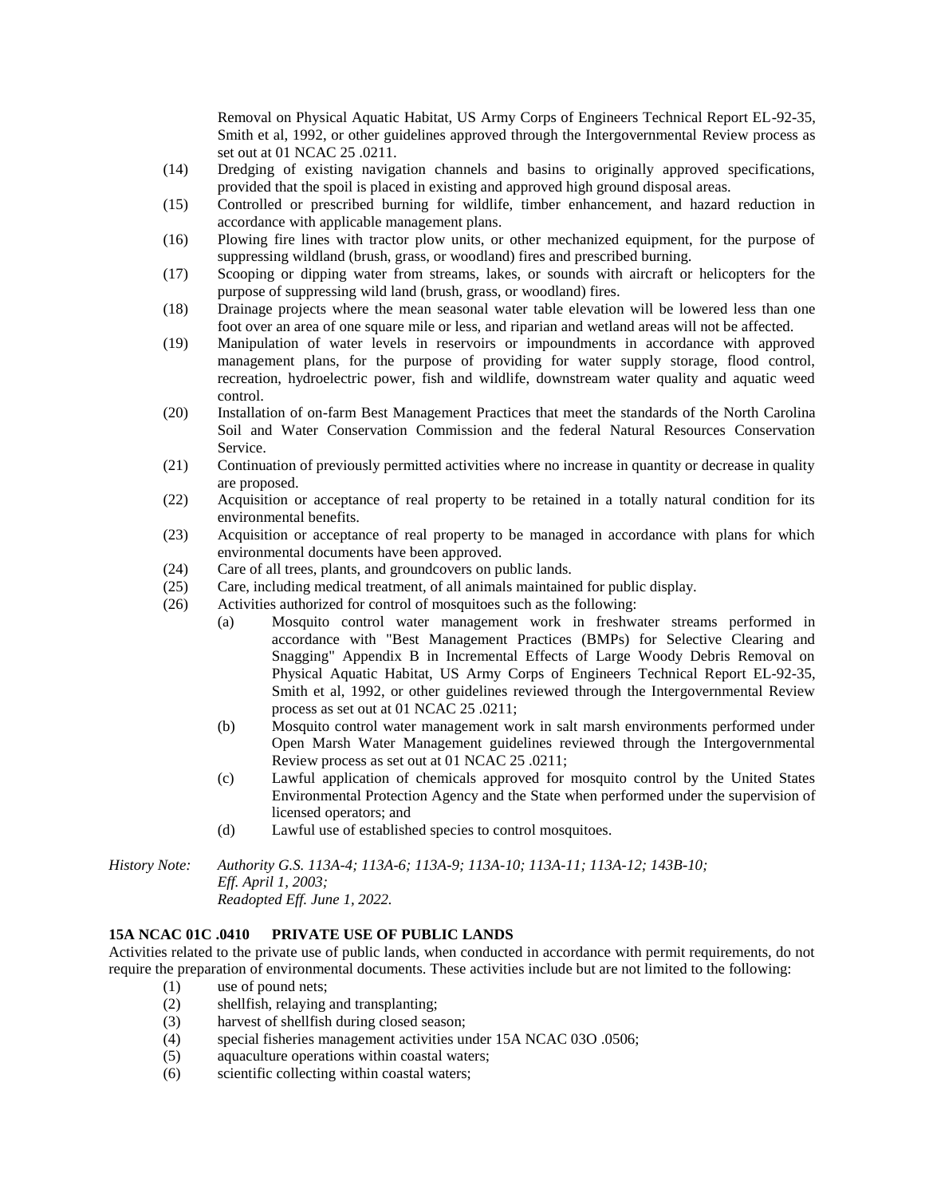Removal on Physical Aquatic Habitat, US Army Corps of Engineers Technical Report EL-92-35, Smith et al, 1992, or other guidelines approved through the Intergovernmental Review process as set out at 01 NCAC 25 .0211.

(14) Dredging of existing navigation channels and basins to originally approved specifications, provided that the spoil is placed in existing and approved high ground disposal areas.

(15) Controlled or prescribed burning for wildlife, timber enhancement, and hazard reduction in accordance with applicable management plans.

(16) Plowing fire lines with tractor plow units, or other mechanized equipment, for the purpose of suppressing wildland (brush, grass, or woodland) fires and prescribed burning.

(17) Scooping or dipping water from streams, lakes, or sounds with aircraft or helicopters for the purpose of suppressing wild land (brush, grass, or woodland) fires.

(18) Drainage projects where the mean seasonal water table elevation will be lowered less than one foot over an area of one square mile or less, and riparian and wetland areas will not be affected.

(19) Manipulation of water levels in reservoirs or impoundments in accordance with approved management plans, for the purpose of providing for water supply storage, flood control, recreation, hydroelectric power, fish and wildlife, downstream water quality and aquatic weed control.

(20) Installation of on-farm Best Management Practices that meet the standards of the North Carolina Soil and Water Conservation Commission and the federal Natural Resources Conservation Service.

(21) Continuation of previously permitted activities where no increase in quantity or decrease in quality are proposed.

(22) Acquisition or acceptance of real property to be retained in a totally natural condition for its environmental benefits.

(23) Acquisition or acceptance of real property to be managed in accordance with plans for which environmental documents have been approved.

(24) Care of all trees, plants, and groundcovers on public lands.

(25) Care, including medical treatment, of all animals maintained for public display.

(26) Activities authorized for control of mosquitoes such as the following:

  (a) Mosquito control water management work in freshwater streams performed in accordance with "Best Management Practices (BMPs) for Selective Clearing and Snagging" Appendix B in Incremental Effects of Large Woody Debris Removal on Physical Aquatic Habitat, US Army Corps of Engineers Technical Report EL-92-35, Smith et al, 1992, or other guidelines reviewed through the Intergovernmental Review process as set out at 01 NCAC 25 .0211;

  (b) Mosquito control water management work in salt marsh environments performed under Open Marsh Water Management guidelines reviewed through the Intergovernmental Review process as set out at 01 NCAC 25 .0211;

  (c) Lawful application of chemicals approved for mosquito control by the United States Environmental Protection Agency and the State when performed under the supervision of licensed operators; and

  (d) Lawful use of established species to control mosquitoes.

*History Note: Authority G.S. 113A-4; 113A-6; 113A-9; 113A-10; 113A-11; 113A-12; 143B-10;*
*Eff. April 1, 2003;*
*Readopted Eff. June 1, 2022.*

**15A NCAC 01C .0410 PRIVATE USE OF PUBLIC LANDS**

Activities related to the private use of public lands, when conducted in accordance with permit requirements, do not require the preparation of environmental documents. These activities include but are not limited to the following:

(1) use of pound nets;

(2) shellfish, relaying and transplanting;

(3) harvest of shellfish during closed season;

(4) special fisheries management activities under 15A NCAC 03O .0506;

(5) aquaculture operations within coastal waters;

(6) scientific collecting within coastal waters;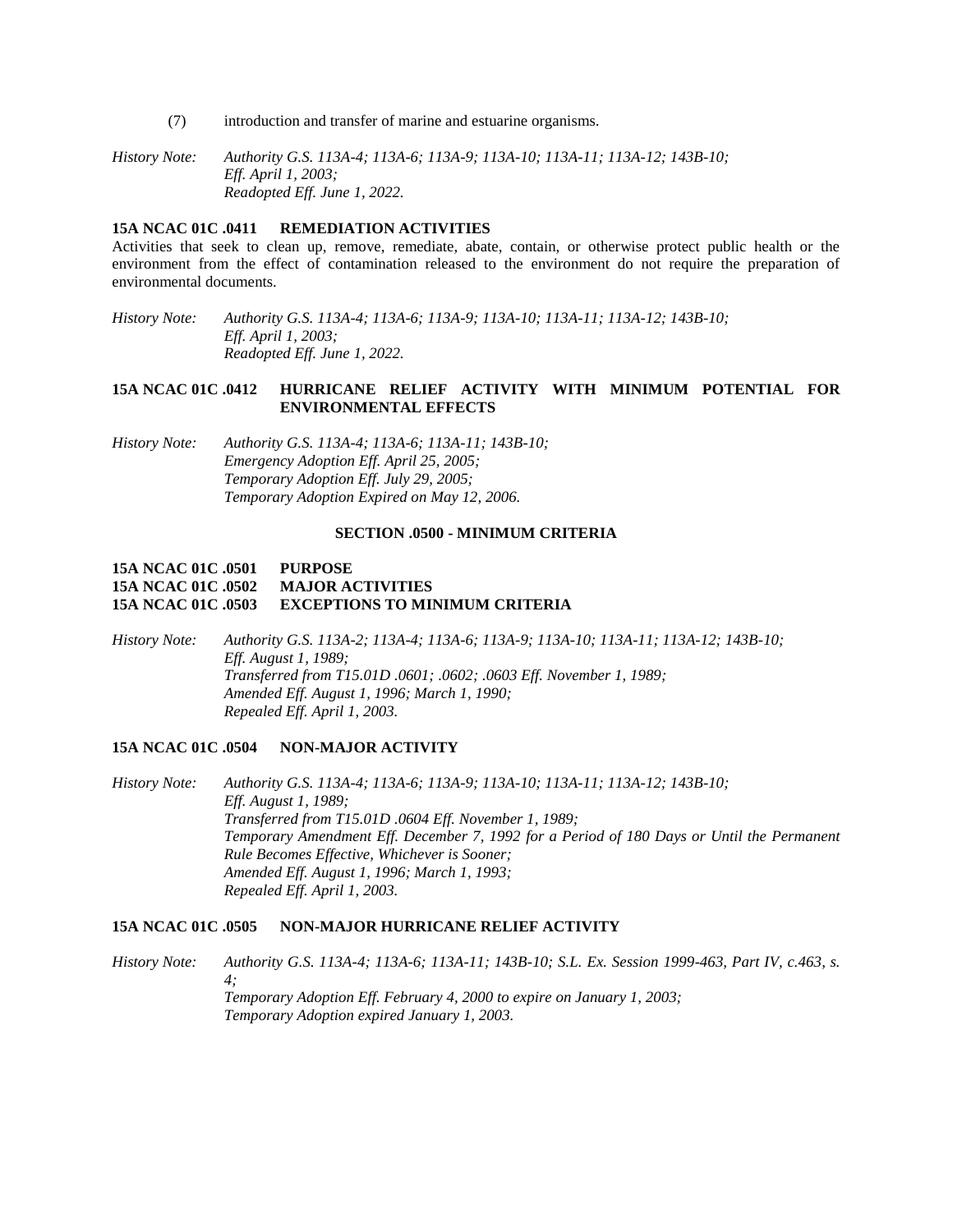(7) introduction and transfer of marine and estuarine organisms.

*History Note: Authority G.S. 113A-4; 113A-6; 113A-9; 113A-10; 113A-11; 113A-12; 143B-10;*
*Eff. April 1, 2003;*
*Readopted Eff. June 1, 2022.*

**15A NCAC 01C .0411 REMEDIATION ACTIVITIES**

Activities that seek to clean up, remove, remediate, abate, contain, or otherwise protect public health or the environment from the effect of contamination released to the environment do not require the preparation of environmental documents.

*History Note: Authority G.S. 113A-4; 113A-6; 113A-9; 113A-10; 113A-11; 113A-12; 143B-10;*
*Eff. April 1, 2003;*
*Readopted Eff. June 1, 2022.*

**15A NCAC 01C .0412 HURRICANE RELIEF ACTIVITY WITH MINIMUM POTENTIAL FOR ENVIRONMENTAL EFFECTS**

*History Note: Authority G.S. 113A-4; 113A-6; 113A-11; 143B-10;*
*Emergency Adoption Eff. April 25, 2005;*
*Temporary Adoption Eff. July 29, 2005;*
*Temporary Adoption Expired on May 12, 2006.*

## SECTION .0500 - MINIMUM CRITERIA

**15A NCAC 01C .0501 PURPOSE**
**15A NCAC 01C .0502 MAJOR ACTIVITIES**
**15A NCAC 01C .0503 EXCEPTIONS TO MINIMUM CRITERIA**

*History Note: Authority G.S. 113A-2; 113A-4; 113A-6; 113A-9; 113A-10; 113A-11; 113A-12; 143B-10;*
*Eff. August 1, 1989;*
*Transferred from T15.01D .0601; .0602; .0603 Eff. November 1, 1989;*
*Amended Eff. August 1, 1996; March 1, 1990;*
*Repealed Eff. April 1, 2003.*

**15A NCAC 01C .0504 NON-MAJOR ACTIVITY**

*History Note: Authority G.S. 113A-4; 113A-6; 113A-9; 113A-10; 113A-11; 113A-12; 143B-10;*
*Eff. August 1, 1989;*
*Transferred from T15.01D .0604 Eff. November 1, 1989;*
*Temporary Amendment Eff. December 7, 1992 for a Period of 180 Days or Until the Permanent Rule Becomes Effective, Whichever is Sooner;*
*Amended Eff. August 1, 1996; March 1, 1993;*
*Repealed Eff. April 1, 2003.*

**15A NCAC 01C .0505 NON-MAJOR HURRICANE RELIEF ACTIVITY**

*History Note: Authority G.S. 113A-4; 113A-6; 113A-11; 143B-10; S.L. Ex. Session 1999-463, Part IV, c.463, s. 4;*
*Temporary Adoption Eff. February 4, 2000 to expire on January 1, 2003;*
*Temporary Adoption expired January 1, 2003.*